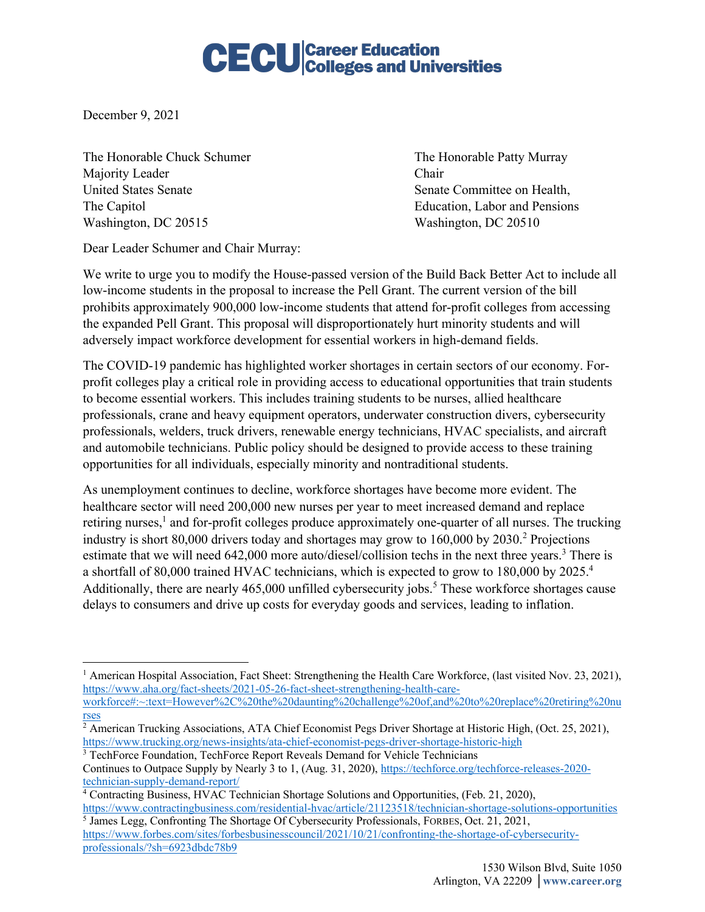**CECU | Career Education Colleges and Universities**

December 9, 2021

The Honorable Chuck Schumer
Majority Leader
United States Senate
The Capitol
Washington, DC 20515

The Honorable Patty Murray
Chair
Senate Committee on Health, Education, Labor and Pensions
Washington, DC 20510

Dear Leader Schumer and Chair Murray:

We write to urge you to modify the House-passed version of the Build Back Better Act to include all low-income students in the proposal to increase the Pell Grant. The current version of the bill prohibits approximately 900,000 low-income students that attend for-profit colleges from accessing the expanded Pell Grant. This proposal will disproportionately hurt minority students and will adversely impact workforce development for essential workers in high-demand fields.

The COVID-19 pandemic has highlighted worker shortages in certain sectors of our economy. For-profit colleges play a critical role in providing access to educational opportunities that train students to become essential workers. This includes training students to be nurses, allied healthcare professionals, crane and heavy equipment operators, underwater construction divers, cybersecurity professionals, welders, truck drivers, renewable energy technicians, HVAC specialists, and aircraft and automobile technicians. Public policy should be designed to provide access to these training opportunities for all individuals, especially minority and nontraditional students.

As unemployment continues to decline, workforce shortages have become more evident. The healthcare sector will need 200,000 new nurses per year to meet increased demand and replace retiring nurses,[1] and for-profit colleges produce approximately one-quarter of all nurses. The trucking industry is short 80,000 drivers today and shortages may grow to 160,000 by 2030.[2] Projections estimate that we will need 642,000 more auto/diesel/collision techs in the next three years.[3] There is a shortfall of 80,000 trained HVAC technicians, which is expected to grow to 180,000 by 2025.[4] Additionally, there are nearly 465,000 unfilled cybersecurity jobs.[5] These workforce shortages cause delays to consumers and drive up costs for everyday goods and services, leading to inflation.

---

[1] American Hospital Association, Fact Sheet: Strengthening the Health Care Workforce, (last visited Nov. 23, 2021), https://www.aha.org/fact-sheets/2021-05-26-fact-sheet-strengthening-health-care-workforce#:~:text=However%2C%20the%20daunting%20challenge%20of,and%20to%20replace%20retiring%20nurses

[2] American Trucking Associations, ATA Chief Economist Pegs Driver Shortage at Historic High, (Oct. 25, 2021), https://www.trucking.org/news-insights/ata-chief-economist-pegs-driver-shortage-historic-high

[3] TechForce Foundation, TechForce Report Reveals Demand for Vehicle Technicians Continues to Outpace Supply by Nearly 3 to 1, (Aug. 31, 2020), https://techforce.org/techforce-releases-2020-technician-supply-demand-report/

[4] Contracting Business, HVAC Technician Shortage Solutions and Opportunities, (Feb. 21, 2020), https://www.contractingbusiness.com/residential-hvac/article/21123518/technician-shortage-solutions-opportunities

[5] James Legg, Confronting The Shortage Of Cybersecurity Professionals, FORBES, Oct. 21, 2021, https://www.forbes.com/sites/forbesbusinesscouncil/2021/10/21/confronting-the-shortage-of-cybersecurity-professionals/?sh=6923dbdc78b9

1530 Wilson Blvd, Suite 1050
Arlington, VA 22209 | **www.career.org**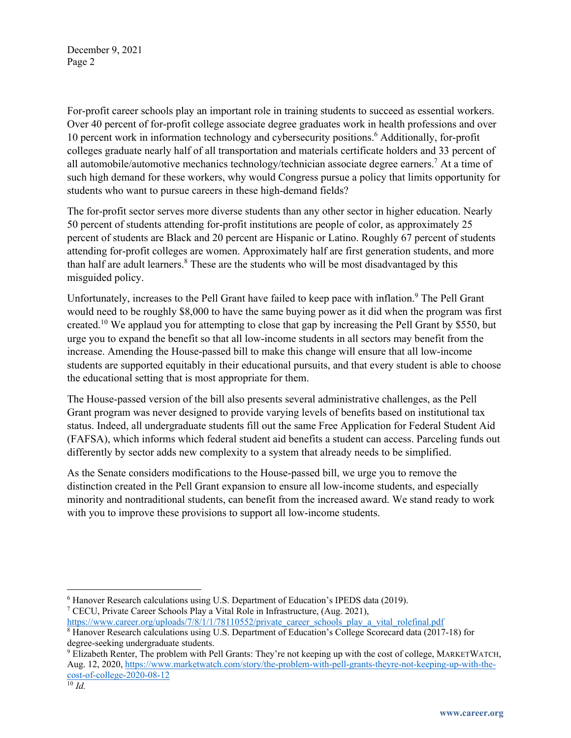For-profit career schools play an important role in training students to succeed as essential workers. Over 40 percent of for-profit college associate degree graduates work in health professions and over 10 percent work in information technology and cybersecurity positions.[6] Additionally, for-profit colleges graduate nearly half of all transportation and materials certificate holders and 33 percent of all automobile/automotive mechanics technology/technician associate degree earners.[7] At a time of such high demand for these workers, why would Congress pursue a policy that limits opportunity for students who want to pursue careers in these high-demand fields?

The for-profit sector serves more diverse students than any other sector in higher education. Nearly 50 percent of students attending for-profit institutions are people of color, as approximately 25 percent of students are Black and 20 percent are Hispanic or Latino. Roughly 67 percent of students attending for-profit colleges are women. Approximately half are first generation students, and more than half are adult learners.[8] These are the students who will be most disadvantaged by this misguided policy.

Unfortunately, increases to the Pell Grant have failed to keep pace with inflation.[9] The Pell Grant would need to be roughly $8,000 to have the same buying power as it did when the program was first created.[10] We applaud you for attempting to close that gap by increasing the Pell Grant by $550, but urge you to expand the benefit so that all low-income students in all sectors may benefit from the increase. Amending the House-passed bill to make this change will ensure that all low-income students are supported equitably in their educational pursuits, and that every student is able to choose the educational setting that is most appropriate for them.

The House-passed version of the bill also presents several administrative challenges, as the Pell Grant program was never designed to provide varying levels of benefits based on institutional tax status. Indeed, all undergraduate students fill out the same Free Application for Federal Student Aid (FAFSA), which informs which federal student aid benefits a student can access. Parceling funds out differently by sector adds new complexity to a system that already needs to be simplified.

As the Senate considers modifications to the House-passed bill, we urge you to remove the distinction created in the Pell Grant expansion to ensure all low-income students, and especially minority and nontraditional students, can benefit from the increased award. We stand ready to work with you to improve these provisions to support all low-income students.

---

[6] Hanover Research calculations using U.S. Department of Education's IPEDS data (2019).

[7] CECU, Private Career Schools Play a Vital Role in Infrastructure, (Aug. 2021), https://www.career.org/uploads/7/8/1/1/78110552/private_career_schools_play_a_vital_rolefinal.pdf

[8] Hanover Research calculations using U.S. Department of Education's College Scorecard data (2017-18) for degree-seeking undergraduate students.

[9] Elizabeth Renter, The problem with Pell Grants: They're not keeping up with the cost of college, MARKETWATCH, Aug. 12, 2020, https://www.marketwatch.com/story/the-problem-with-pell-grants-theyre-not-keeping-up-with-the-cost-of-college-2020-08-12

[10] *Id.*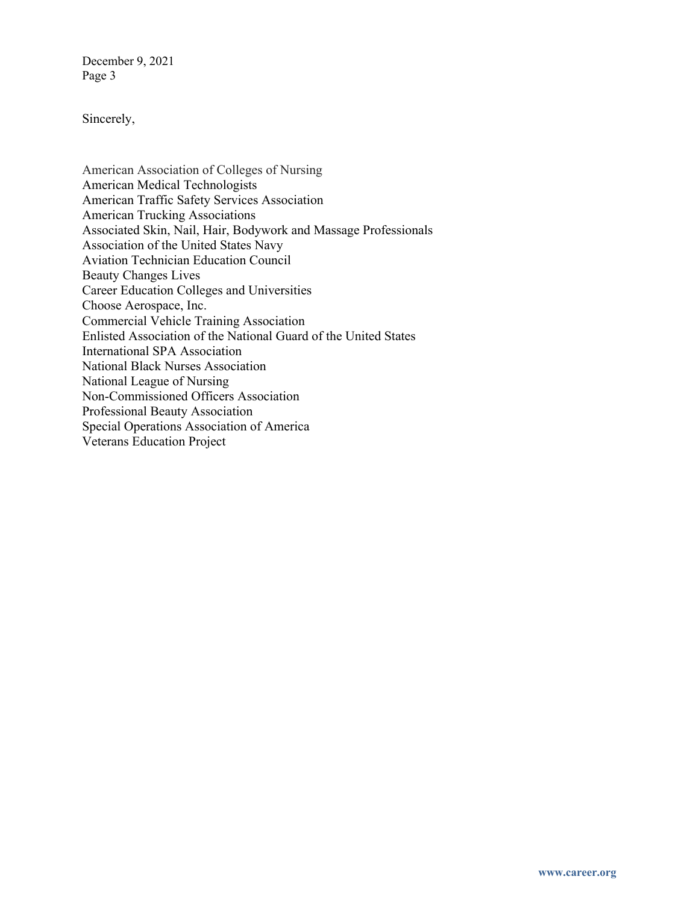Sincerely,

American Association of Colleges of Nursing
American Medical Technologists
American Traffic Safety Services Association
American Trucking Associations
Associated Skin, Nail, Hair, Bodywork and Massage Professionals
Association of the United States Navy
Aviation Technician Education Council
Beauty Changes Lives
Career Education Colleges and Universities
Choose Aerospace, Inc.
Commercial Vehicle Training Association
Enlisted Association of the National Guard of the United States
International SPA Association
National Black Nurses Association
National League of Nursing
Non-Commissioned Officers Association
Professional Beauty Association
Special Operations Association of America
Veterans Education Project